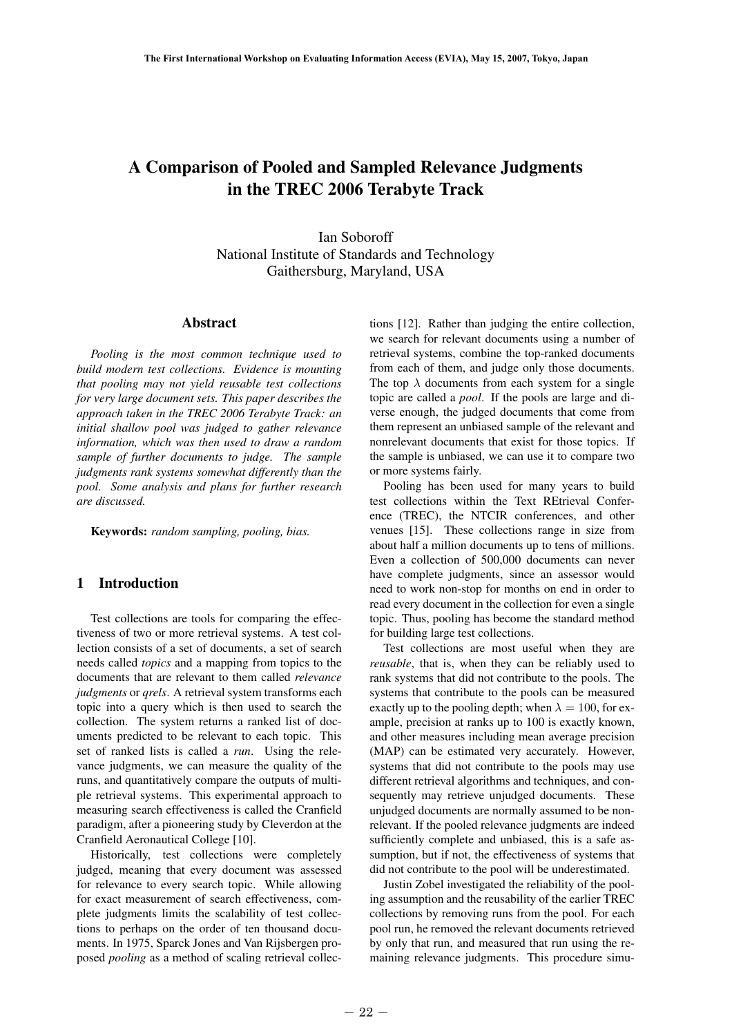# A Comparison of Pooled and Sampled Relevance Judgments in the TREC 2006 Terabyte Track

Ian Soboroff
National Institute of Standards and Technology
Gaithersburg, Maryland, USA

## Abstract

*Pooling is the most common technique used to build modern test collections. Evidence is mounting that pooling may not yield reusable test collections for very large document sets. This paper describes the approach taken in the TREC 2006 Terabyte Track: an initial shallow pool was judged to gather relevance information, which was then used to draw a random sample of further documents to judge. The sample judgments rank systems somewhat differently than the pool. Some analysis and plans for further research are discussed.*

**Keywords:** *random sampling, pooling, bias.*

## 1 Introduction

Test collections are tools for comparing the effectiveness of two or more retrieval systems. A test collection consists of a set of documents, a set of search needs called *topics* and a mapping from topics to the documents that are relevant to them called *relevance judgments* or *qrels*. A retrieval system transforms each topic into a query which is then used to search the collection. The system returns a ranked list of documents predicted to be relevant to each topic. This set of ranked lists is called a *run*. Using the relevance judgments, we can measure the quality of the runs, and quantitatively compare the outputs of multiple retrieval systems. This experimental approach to measuring search effectiveness is called the Cranfield paradigm, after a pioneering study by Cleverdon at the Cranfield Aeronautical College [10].

Historically, test collections were completely judged, meaning that every document was assessed for relevance to every search topic. While allowing for exact measurement of search effectiveness, complete judgments limits the scalability of test collections to perhaps on the order of ten thousand documents. In 1975, Sparck Jones and Van Rijsbergen proposed *pooling* as a method of scaling retrieval collections [12]. Rather than judging the entire collection, we search for relevant documents using a number of retrieval systems, combine the top-ranked documents from each of them, and judge only those documents. The top $\lambda$ documents from each system for a single topic are called a *pool*. If the pools are large and diverse enough, the judged documents that come from them represent an unbiased sample of the relevant and nonrelevant documents that exist for those topics. If the sample is unbiased, we can use it to compare two or more systems fairly.

Pooling has been used for many years to build test collections within the Text REtrieval Conference (TREC), the NTCIR conferences, and other venues [15]. These collections range in size from about half a million documents up to tens of millions. Even a collection of 500,000 documents can never have complete judgments, since an assessor would need to work non-stop for months on end in order to read every document in the collection for even a single topic. Thus, pooling has become the standard method for building large test collections.

Test collections are most useful when they are *reusable*, that is, when they can be reliably used to rank systems that did not contribute to the pools. The systems that contribute to the pools can be measured exactly up to the pooling depth; when $\lambda = 100$, for example, precision at ranks up to 100 is exactly known, and other measures including mean average precision (MAP) can be estimated very accurately. However, systems that did not contribute to the pools may use different retrieval algorithms and techniques, and consequently may retrieve unjudged documents. These unjudged documents are normally assumed to be nonrelevant. If the pooled relevance judgments are indeed sufficiently complete and unbiased, this is a safe assumption, but if not, the effectiveness of systems that did not contribute to the pool will be underestimated.

Justin Zobel investigated the reliability of the pooling assumption and the reusability of the earlier TREC collections by removing runs from the pool. For each pool run, he removed the relevant documents retrieved by only that run, and measured that run using the remaining relevance judgments. This procedure simu-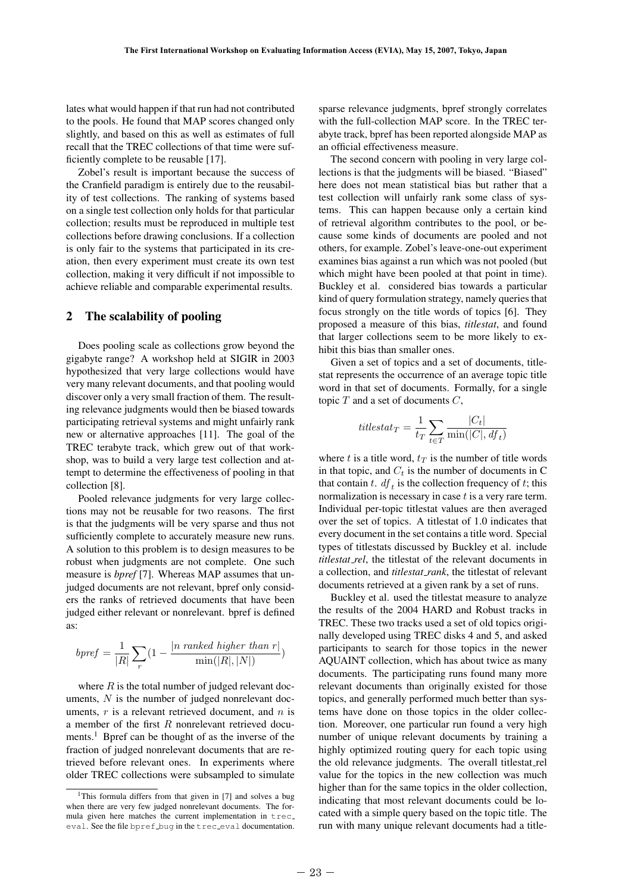lates what would happen if that run had not contributed to the pools. He found that MAP scores changed only slightly, and based on this as well as estimates of full recall that the TREC collections of that time were sufficiently complete to be reusable [17].

Zobel's result is important because the success of the Cranfield paradigm is entirely due to the reusability of test collections. The ranking of systems based on a single test collection only holds for that particular collection; results must be reproduced in multiple test collections before drawing conclusions. If a collection is only fair to the systems that participated in its creation, then every experiment must create its own test collection, making it very difficult if not impossible to achieve reliable and comparable experimental results.

## 2 The scalability of pooling

Does pooling scale as collections grow beyond the gigabyte range? A workshop held at SIGIR in 2003 hypothesized that very large collections would have very many relevant documents, and that pooling would discover only a very small fraction of them. The resulting relevance judgments would then be biased towards participating retrieval systems and might unfairly rank new or alternative approaches [11]. The goal of the TREC terabyte track, which grew out of that workshop, was to build a very large test collection and attempt to determine the effectiveness of pooling in that collection [8].

Pooled relevance judgments for very large collections may not be reusable for two reasons. The first is that the judgments will be very sparse and thus not sufficiently complete to accurately measure new runs. A solution to this problem is to design measures to be robust when judgments are not complete. One such measure is *bpref* [7]. Whereas MAP assumes that unjudged documents are not relevant, bpref only considers the ranks of retrieved documents that have been judged either relevant or nonrelevant. bpref is defined as:

$$bpref = \frac{1}{|R|} \sum_{r} \left(1 - \frac{|n \ ranked \ higher \ than \ r|}{\min(|R|, |N|)}\right)$$

where $R$ is the total number of judged relevant documents, $N$ is the number of judged nonrelevant documents, $r$ is a relevant retrieved document, and $n$ is a member of the first $R$ nonrelevant retrieved documents.[1] Bpref can be thought of as the inverse of the fraction of judged nonrelevant documents that are retrieved before relevant ones. In experiments where older TREC collections were subsampled to simulate sparse relevance judgments, bpref strongly correlates with the full-collection MAP score. In the TREC terabyte track, bpref has been reported alongside MAP as an official effectiveness measure.

The second concern with pooling in very large collections is that the judgments will be biased. "Biased" here does not mean statistical bias but rather that a test collection will unfairly rank some class of systems. This can happen because only a certain kind of retrieval algorithm contributes to the pool, or because some kinds of documents are pooled and not others, for example. Zobel's leave-one-out experiment examines bias against a run which was not pooled (but which might have been pooled at that point in time). Buckley et al. considered bias towards a particular kind of query formulation strategy, namely queries that focus strongly on the title words of topics [6]. They proposed a measure of this bias, *titlestat*, and found that larger collections seem to be more likely to exhibit this bias than smaller ones.

Given a set of topics and a set of documents, titlestat represents the occurrence of an average topic title word in that set of documents. Formally, for a single topic $T$ and a set of documents $C$,

$$titlestat_T = \frac{1}{t_T} \sum_{t \in T} \frac{|C_t|}{\min(|C|, df_t)}$$

where $t$ is a title word, $t_T$ is the number of title words in that topic, and $C_t$ is the number of documents in C that contain $t$. $df_t$ is the collection frequency of $t$; this normalization is necessary in case $t$ is a very rare term. Individual per-topic titlestat values are then averaged over the set of topics. A titlestat of 1.0 indicates that every document in the set contains a title word. Special types of titlestats discussed by Buckley et al. include *titlestat_rel*, the titlestat of the relevant documents in a collection, and *titlestat_rank*, the titlestat of relevant documents retrieved at a given rank by a set of runs.

Buckley et al. used the titlestat measure to analyze the results of the 2004 HARD and Robust tracks in TREC. These two tracks used a set of old topics originally developed using TREC disks 4 and 5, and asked participants to search for those topics in the newer AQUAINT collection, which has about twice as many documents. The participating runs found many more relevant documents than originally existed for those topics, and generally performed much better than systems have done on those topics in the older collection. Moreover, one particular run found a very high number of unique relevant documents by training a highly optimized routing query for each topic using the old relevance judgments. The overall titlestat_rel value for the topics in the new collection was much higher than for the same topics in the older collection, indicating that most relevant documents could be located with a simple query based on the topic title. The run with many unique relevant documents had a title-

[1] This formula differs from that given in [7] and solves a bug when there are very few judged nonrelevant documents. The formula given here matches the current implementation in trec_eval. See the file bpref_bug in the trec_eval documentation.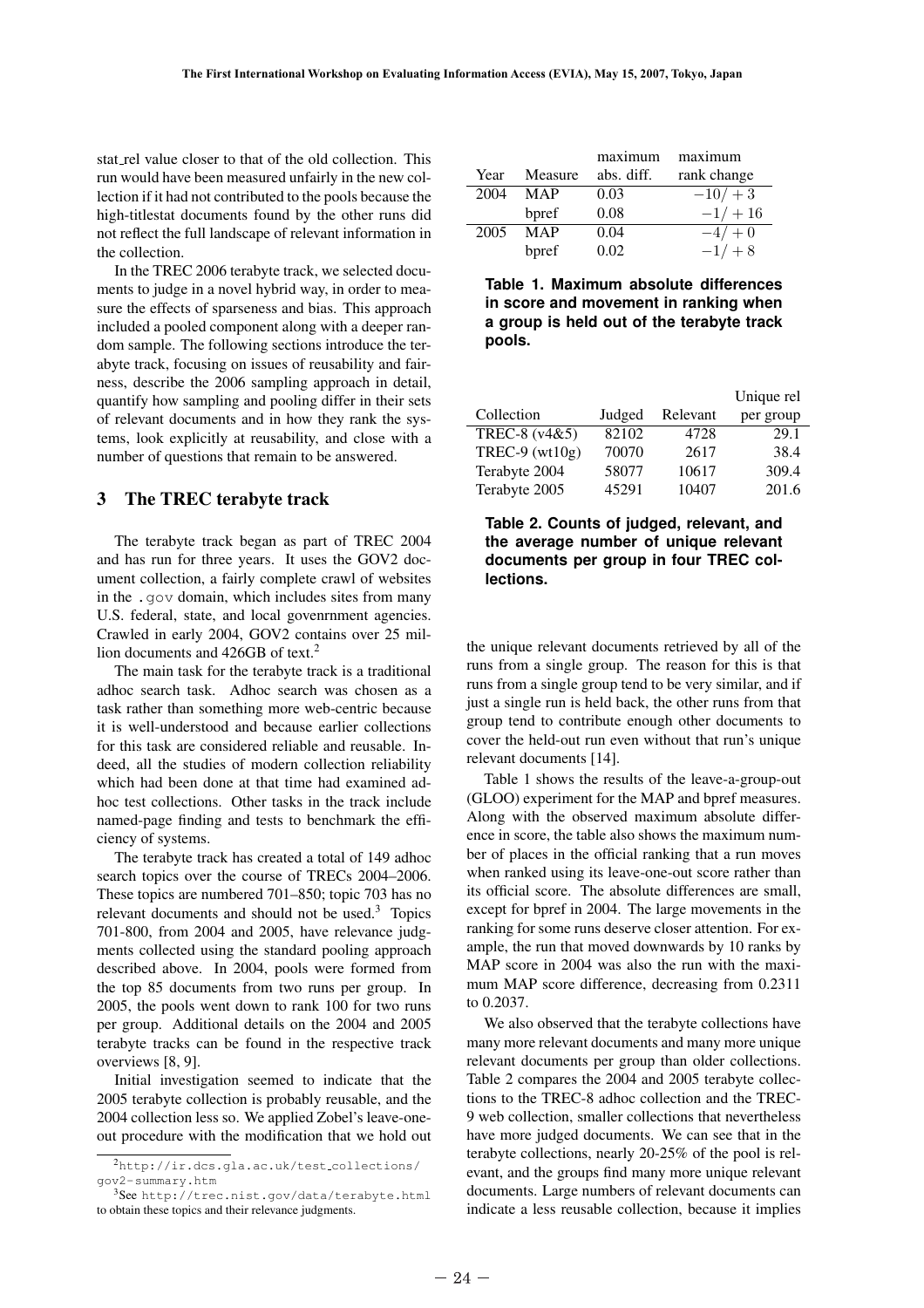stat_rel value closer to that of the old collection. This run would have been measured unfairly in the new collection if it had not contributed to the pools because the high-titlestat documents found by the other runs did not reflect the full landscape of relevant information in the collection.

In the TREC 2006 terabyte track, we selected documents to judge in a novel hybrid way, in order to measure the effects of sparseness and bias. This approach included a pooled component along with a deeper random sample. The following sections introduce the terabyte track, focusing on issues of reusability and fairness, describe the 2006 sampling approach in detail, quantify how sampling and pooling differ in their sets of relevant documents and in how they rank the systems, look explicitly at reusability, and close with a number of questions that remain to be answered.

## 3 The TREC terabyte track

The terabyte track began as part of TREC 2004 and has run for three years. It uses the GOV2 document collection, a fairly complete crawl of websites in the `.gov` domain, which includes sites from many U.S. federal, state, and local govenrnment agencies. Crawled in early 2004, GOV2 contains over 25 million documents and 426GB of text.[2]

The main task for the terabyte track is a traditional adhoc search task. Adhoc search was chosen as a task rather than something more web-centric because it is well-understood and because earlier collections for this task are considered reliable and reusable. Indeed, all the studies of modern collection reliability which had been done at that time had examined adhoc test collections. Other tasks in the track include named-page finding and tests to benchmark the efficiency of systems.

The terabyte track has created a total of 149 adhoc search topics over the course of TRECs 2004–2006. These topics are numbered 701–850; topic 703 has no relevant documents and should not be used.[3] Topics 701-800, from 2004 and 2005, have relevance judgments collected using the standard pooling approach described above. In 2004, pools were formed from the top 85 documents from two runs per group. In 2005, the pools went down to rank 100 for two runs per group. Additional details on the 2004 and 2005 terabyte tracks can be found in the respective track overviews [8, 9].

Initial investigation seemed to indicate that the 2005 terabyte collection is probably reusable, and the 2004 collection less so. We applied Zobel's leave-one-out procedure with the modification that we hold out the unique relevant documents retrieved by all of the runs from a single group. The reason for this is that runs from a single group tend to be very similar, and if just a single run is held back, the other runs from that group tend to contribute enough other documents to cover the held-out run even without that run's unique relevant documents [14].

| Year | Measure | maximum abs. diff. | maximum rank change |
|---|---|---|---|
| 2004 | MAP | 0.03 | $-10/+3$ |
| | bpref | 0.08 | $-1/+16$ |
| 2005 | MAP | 0.04 | $-4/+0$ |
| | bpref | 0.02 | $-1/+8$ |

**Table 1. Maximum absolute differences in score and movement in ranking when a group is held out of the terabyte track pools.**

| Collection | Judged | Relevant | Unique rel per group |
|---|---|---|---|
| TREC-8 (v4&5) | 82102 | 4728 | 29.1 |
| TREC-9 (wt10g) | 70070 | 2617 | 38.4 |
| Terabyte 2004 | 58077 | 10617 | 309.4 |
| Terabyte 2005 | 45291 | 10407 | 201.6 |

**Table 2. Counts of judged, relevant, and the average number of unique relevant documents per group in four TREC collections.**

Table 1 shows the results of the leave-a-group-out (GLOO) experiment for the MAP and bpref measures. Along with the observed maximum absolute difference in score, the table also shows the maximum number of places in the official ranking that a run moves when ranked using its leave-one-out score rather than its official score. The absolute differences are small, except for bpref in 2004. The large movements in the ranking for some runs deserve closer attention. For example, the run that moved downwards by 10 ranks by MAP score in 2004 was also the run with the maximum MAP score difference, decreasing from 0.2311 to 0.2037.

We also observed that the terabyte collections have many more relevant documents and many more unique relevant documents per group than older collections. Table 2 compares the 2004 and 2005 terabyte collections to the TREC-8 adhoc collection and the TREC-9 web collection, smaller collections that nevertheless have more judged documents. We can see that in the terabyte collections, nearly 20-25% of the pool is relevant, and the groups find many more unique relevant documents. Large numbers of relevant documents can indicate a less reusable collection, because it implies

[2] http://ir.dcs.gla.ac.uk/test_collections/gov2-summary.htm

[3] See http://trec.nist.gov/data/terabyte.html to obtain these topics and their relevance judgments.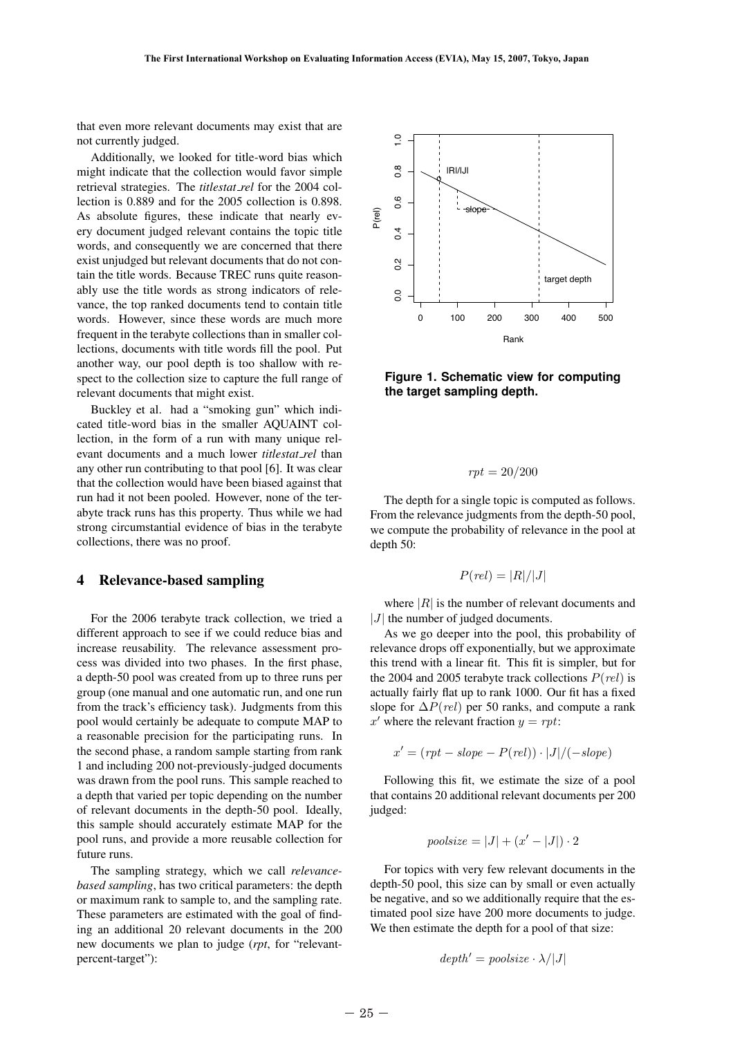that even more relevant documents may exist that are not currently judged.

Additionally, we looked for title-word bias which might indicate that the collection would favor simple retrieval strategies. The *titlestat_rel* for the 2004 collection is 0.889 and for the 2005 collection is 0.898. As absolute figures, these indicate that nearly every document judged relevant contains the topic title words, and consequently we are concerned that there exist unjudged but relevant documents that do not contain the title words. Because TREC runs quite reasonably use the title words as strong indicators of relevance, the top ranked documents tend to contain title words. However, since these words are much more frequent in the terabyte collections than in smaller collections, documents with title words fill the pool. Put another way, our pool depth is too shallow with respect to the collection size to capture the full range of relevant documents that might exist.

Buckley et al. had a "smoking gun" which indicated title-word bias in the smaller AQUAINT collection, in the form of a run with many unique relevant documents and a much lower *titlestat_rel* than any other run contributing to that pool [6]. It was clear that the collection would have been biased against that run had it not been pooled. However, none of the terabyte track runs has this property. Thus while we had strong circumstantial evidence of bias in the terabyte collections, there was no proof.

## 4 Relevance-based sampling

For the 2006 terabyte track collection, we tried a different approach to see if we could reduce bias and increase reusability. The relevance assessment process was divided into two phases. In the first phase, a depth-50 pool was created from up to three runs per group (one manual and one automatic run, and one run from the track's efficiency task). Judgments from this pool would certainly be adequate to compute MAP to a reasonable precision for the participating runs. In the second phase, a random sample starting from rank 1 and including 200 not-previously-judged documents was drawn from the pool runs. This sample reached to a depth that varied per topic depending on the number of relevant documents in the depth-50 pool. Ideally, this sample should accurately estimate MAP for the pool runs, and provide a more reusable collection for future runs.

The sampling strategy, which we call *relevance-based sampling*, has two critical parameters: the depth or maximum rank to sample to, and the sampling rate. These parameters are estimated with the goal of finding an additional 20 relevant documents in the 200 new documents we plan to judge (*rpt*, for "relevant-percent-target"):

**Figure 1. Schematic view for computing the target sampling depth.**

$$rpt = 20/200$$

The depth for a single topic is computed as follows. From the relevance judgments from the depth-50 pool, we compute the probability of relevance in the pool at depth 50:

$$P(rel) = |R|/|J|$$

where $|R|$ is the number of relevant documents and $|J|$ the number of judged documents.

As we go deeper into the pool, this probability of relevance drops off exponentially, but we approximate this trend with a linear fit. This fit is simpler, but for the 2004 and 2005 terabyte track collections $P(rel)$ is actually fairly flat up to rank 1000. Our fit has a fixed slope for $\Delta P(rel)$ per 50 ranks, and compute a rank $x'$ where the relevant fraction $y = rpt$:

$$x' = (rpt - slope - P(rel)) \cdot |J|/(-slope)$$

Following this fit, we estimate the size of a pool that contains 20 additional relevant documents per 200 judged:

$$poolsize = |J| + (x' - |J|) \cdot 2$$

For topics with very few relevant documents in the depth-50 pool, this size can by small or even actually be negative, and so we additionally require that the estimated pool size have 200 more documents to judge. We then estimate the depth for a pool of that size:

$$depth' = poolsize \cdot \lambda/|J|$$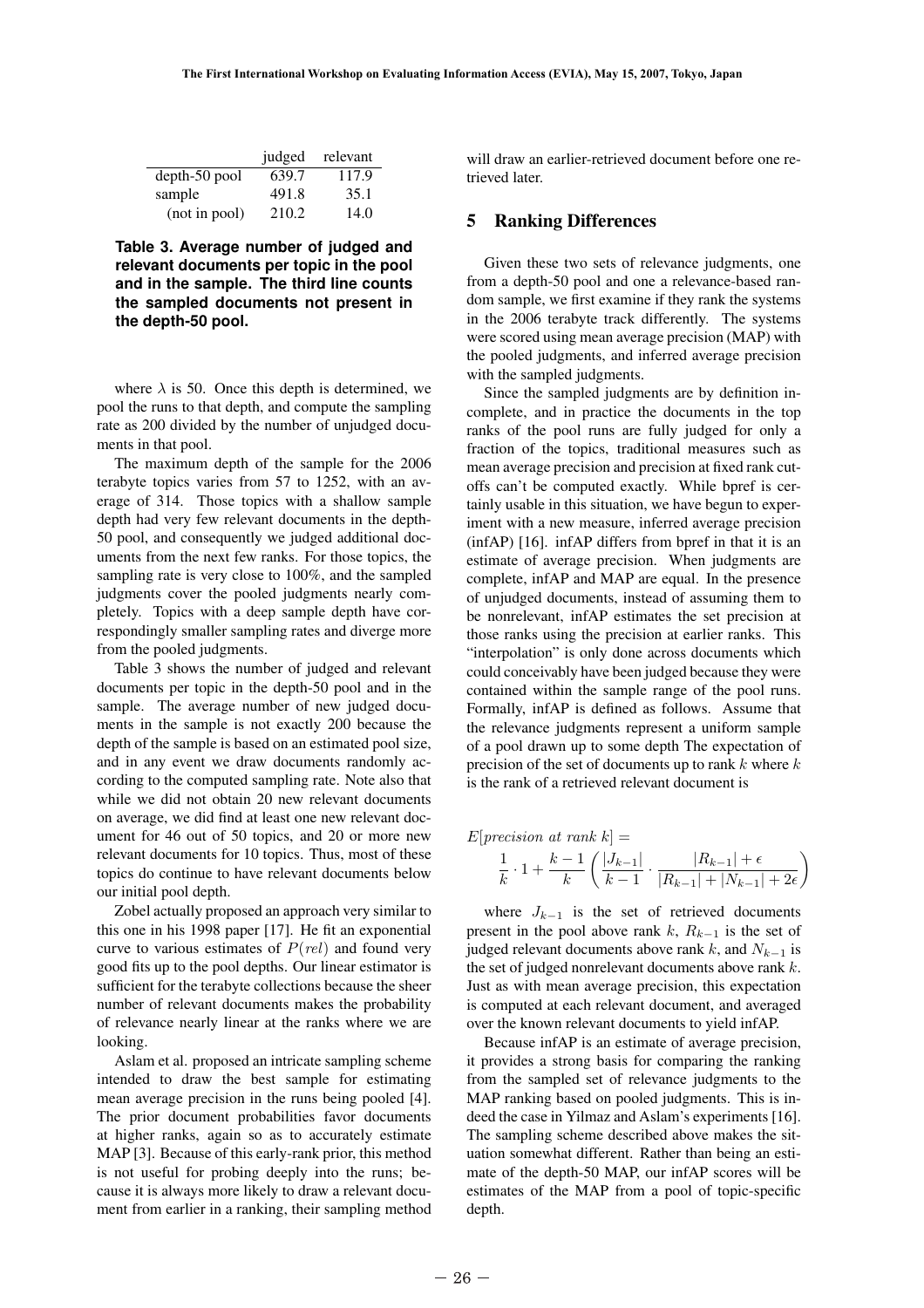|  | judged | relevant |
|---|---|---|
| depth-50 pool | 639.7 | 117.9 |
| sample | 491.8 | 35.1 |
| (not in pool) | 210.2 | 14.0 |

**Table 3. Average number of judged and relevant documents per topic in the pool and in the sample. The third line counts the sampled documents not present in the depth-50 pool.**

where $\lambda$ is 50. Once this depth is determined, we pool the runs to that depth, and compute the sampling rate as 200 divided by the number of unjudged documents in that pool.

The maximum depth of the sample for the 2006 terabyte topics varies from 57 to 1252, with an average of 314. Those topics with a shallow sample depth had very few relevant documents in the depth-50 pool, and consequently we judged additional documents from the next few ranks. For those topics, the sampling rate is very close to 100%, and the sampled judgments cover the pooled judgments nearly completely. Topics with a deep sample depth have correspondingly smaller sampling rates and diverge more from the pooled judgments.

Table 3 shows the number of judged and relevant documents per topic in the depth-50 pool and in the sample. The average number of new judged documents in the sample is not exactly 200 because the depth of the sample is based on an estimated pool size, and in any event we draw documents randomly according to the computed sampling rate. Note also that while we did not obtain 20 new relevant documents on average, we did find at least one new relevant document for 46 out of 50 topics, and 20 or more new relevant documents for 10 topics. Thus, most of these topics do continue to have relevant documents below our initial pool depth.

Zobel actually proposed an approach very similar to this one in his 1998 paper [17]. He fit an exponential curve to various estimates of $P(rel)$ and found very good fits up to the pool depths. Our linear estimator is sufficient for the terabyte collections because the sheer number of relevant documents makes the probability of relevance nearly linear at the ranks where we are looking.

Aslam et al. proposed an intricate sampling scheme intended to draw the best sample for estimating mean average precision in the runs being pooled [4]. The prior document probabilities favor documents at higher ranks, again so as to accurately estimate MAP [3]. Because of this early-rank prior, this method is not useful for probing deeply into the runs; because it is always more likely to draw a relevant document from earlier in a ranking, their sampling method will draw an earlier-retrieved document before one retrieved later.

## 5 Ranking Differences

Given these two sets of relevance judgments, one from a depth-50 pool and one a relevance-based random sample, we first examine if they rank the systems in the 2006 terabyte track differently. The systems were scored using mean average precision (MAP) with the pooled judgments, and inferred average precision with the sampled judgments.

Since the sampled judgments are by definition incomplete, and in practice the documents in the top ranks of the pool runs are fully judged for only a fraction of the topics, traditional measures such as mean average precision and precision at fixed rank cutoffs can't be computed exactly. While bpref is certainly usable in this situation, we have begun to experiment with a new measure, inferred average precision (infAP) [16]. infAP differs from bpref in that it is an estimate of average precision. When judgments are complete, infAP and MAP are equal. In the presence of unjudged documents, instead of assuming them to be nonrelevant, infAP estimates the set precision at those ranks using the precision at earlier ranks. This "interpolation" is only done across documents which could conceivably have been judged because they were contained within the sample range of the pool runs. Formally, infAP is defined as follows. Assume that the relevance judgments represent a uniform sample of a pool drawn up to some depth The expectation of precision of the set of documents up to rank $k$ where $k$ is the rank of a retrieved relevant document is

$$E[precision\ at\ rank\ k] = \frac{1}{k} \cdot 1 + \frac{k-1}{k} \left( \frac{|J_{k-1}|}{k-1} \cdot \frac{|R_{k-1}| + \epsilon}{|R_{k-1}| + |N_{k-1}| + 2\epsilon} \right)$$

where $J_{k-1}$ is the set of retrieved documents present in the pool above rank $k$, $R_{k-1}$ is the set of judged relevant documents above rank $k$, and $N_{k-1}$ is the set of judged nonrelevant documents above rank $k$. Just as with mean average precision, this expectation is computed at each relevant document, and averaged over the known relevant documents to yield infAP.

Because infAP is an estimate of average precision, it provides a strong basis for comparing the ranking from the sampled set of relevance judgments to the MAP ranking based on pooled judgments. This is indeed the case in Yilmaz and Aslam's experiments [16]. The sampling scheme described above makes the situation somewhat different. Rather than being an estimate of the depth-50 MAP, our infAP scores will be estimates of the MAP from a pool of topic-specific depth.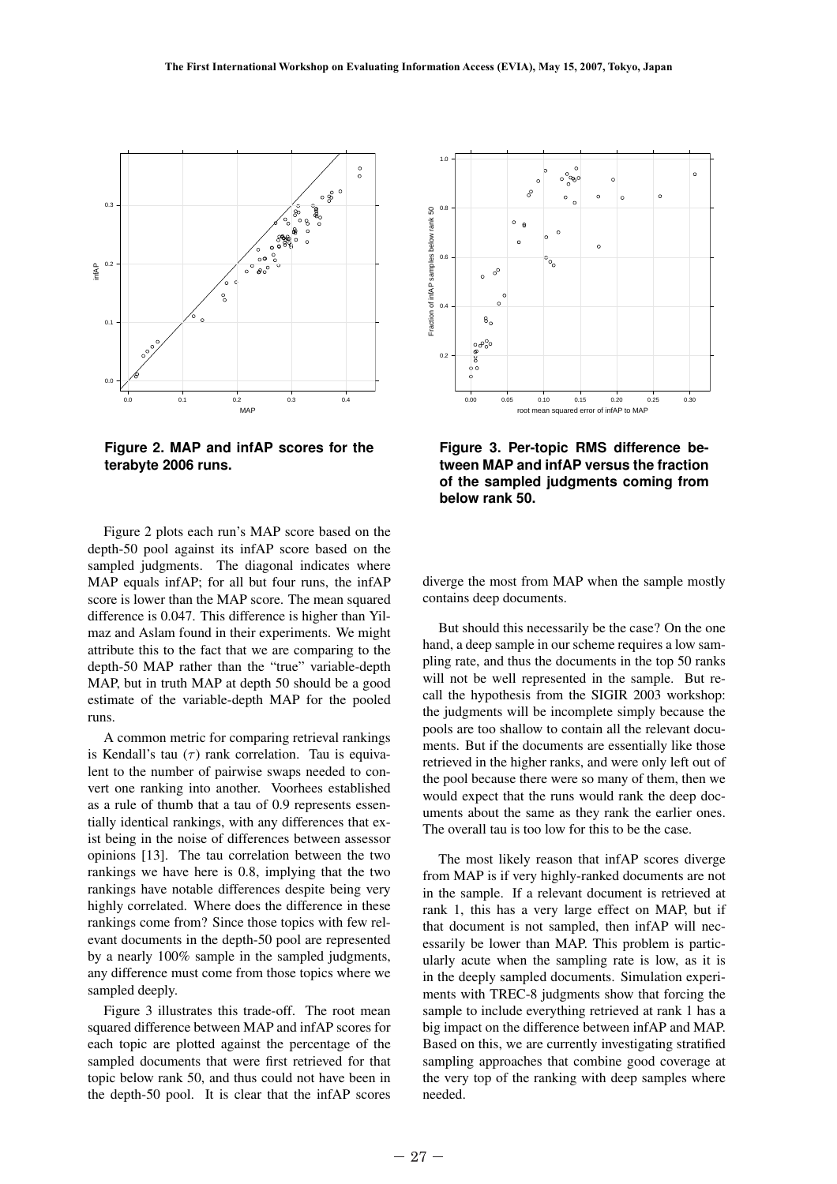**Figure 2. MAP and infAP scores for the terabyte 2006 runs.**

**Figure 3. Per-topic RMS difference between MAP and infAP versus the fraction of the sampled judgments coming from below rank 50.**

Figure 2 plots each run's MAP score based on the depth-50 pool against its infAP score based on the sampled judgments. The diagonal indicates where MAP equals infAP; for all but four runs, the infAP score is lower than the MAP score. The mean squared difference is 0.047. This difference is higher than Yilmaz and Aslam found in their experiments. We might attribute this to the fact that we are comparing to the depth-50 MAP rather than the "true" variable-depth MAP, but in truth MAP at depth 50 should be a good estimate of the variable-depth MAP for the pooled runs.

A common metric for comparing retrieval rankings is Kendall's tau ($\tau$) rank correlation. Tau is equivalent to the number of pairwise swaps needed to convert one ranking into another. Voorhees established as a rule of thumb that a tau of 0.9 represents essentially identical rankings, with any differences that exist being in the noise of differences between assessor opinions [13]. The tau correlation between the two rankings we have here is 0.8, implying that the two rankings have notable differences despite being very highly correlated. Where does the difference in these rankings come from? Since those topics with few relevant documents in the depth-50 pool are represented by a nearly 100% sample in the sampled judgments, any difference must come from those topics where we sampled deeply.

Figure 3 illustrates this trade-off. The root mean squared difference between MAP and infAP scores for each topic are plotted against the percentage of the sampled documents that were first retrieved for that topic below rank 50, and thus could not have been in the depth-50 pool. It is clear that the infAP scores diverge the most from MAP when the sample mostly contains deep documents.

But should this necessarily be the case? On the one hand, a deep sample in our scheme requires a low sampling rate, and thus the documents in the top 50 ranks will not be well represented in the sample. But recall the hypothesis from the SIGIR 2003 workshop: the judgments will be incomplete simply because the pools are too shallow to contain all the relevant documents. But if the documents are essentially like those retrieved in the higher ranks, and were only left out of the pool because there were so many of them, then we would expect that the runs would rank the deep documents about the same as they rank the earlier ones. The overall tau is too low for this to be the case.

The most likely reason that infAP scores diverge from MAP is if very highly-ranked documents are not in the sample. If a relevant document is retrieved at rank 1, this has a very large effect on MAP, but if that document is not sampled, then infAP will necessarily be lower than MAP. This problem is particularly acute when the sampling rate is low, as it is in the deeply sampled documents. Simulation experiments with TREC-8 judgments show that forcing the sample to include everything retrieved at rank 1 has a big impact on the difference between infAP and MAP. Based on this, we are currently investigating stratified sampling approaches that combine good coverage at the very top of the ranking with deep samples where needed.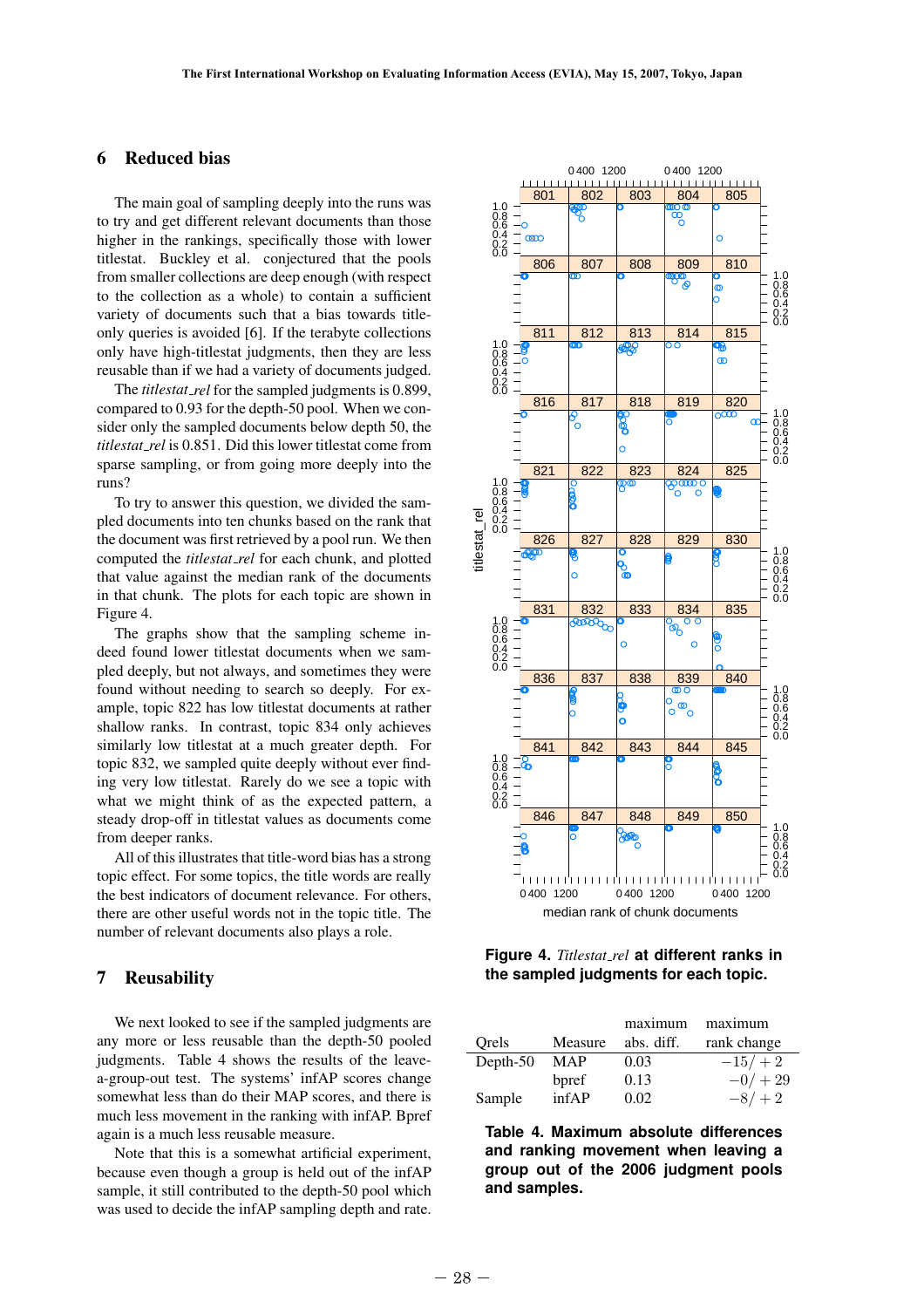## 6 Reduced bias

The main goal of sampling deeply into the runs was to try and get different relevant documents than those higher in the rankings, specifically those with lower titlestat. Buckley et al. conjectured that the pools from smaller collections are deep enough (with respect to the collection as a whole) to contain a sufficient variety of documents such that a bias towards title-only queries is avoided [6]. If the terabyte collections only have high-titlestat judgments, then they are less reusable than if we had a variety of documents judged.

The *titlestat_rel* for the sampled judgments is 0.899, compared to 0.93 for the depth-50 pool. When we consider only the sampled documents below depth 50, the *titlestat_rel* is 0.851. Did this lower titlestat come from sparse sampling, or from going more deeply into the runs?

To try to answer this question, we divided the sampled documents into ten chunks based on the rank that the document was first retrieved by a pool run. We then computed the *titlestat_rel* for each chunk, and plotted that value against the median rank of the documents in that chunk. The plots for each topic are shown in Figure 4.

The graphs show that the sampling scheme indeed found lower titlestat documents when we sampled deeply, but not always, and sometimes they were found without needing to search so deeply. For example, topic 822 has low titlestat documents at rather shallow ranks. In contrast, topic 834 only achieves similarly low titlestat at a much greater depth. For topic 832, we sampled quite deeply without ever finding very low titlestat. Rarely do we see a topic with what we might think of as the expected pattern, a steady drop-off in titlestat values as documents come from deeper ranks.

All of this illustrates that title-word bias has a strong topic effect. For some topics, the title words are really the best indicators of document relevance. For others, there are other useful words not in the topic title. The number of relevant documents also plays a role.

**Figure 4.** ***Titlestat_rel*** **at different ranks in the sampled judgments for each topic.**

## 7 Reusability

We next looked to see if the sampled judgments are any more or less reusable than the depth-50 pooled judgments. Table 4 shows the results of the leave-a-group-out test. The systems' infAP scores change somewhat less than do their MAP scores, and there is much less movement in the ranking with infAP. Bpref again is a much less reusable measure.

Note that this is a somewhat artificial experiment, because even though a group is held out of the infAP sample, it still contributed to the depth-50 pool which was used to decide the infAP sampling depth and rate.

| Qrels | Measure | maximum abs. diff. | maximum rank change |
|---|---|---|---|
| Depth-50 | MAP | 0.03 | $-15/+2$ |
| | bpref | 0.13 | $-0/+29$ |
| Sample | infAP | 0.02 | $-8/+2$ |

**Table 4. Maximum absolute differences and ranking movement when leaving a group out of the 2006 judgment pools and samples.**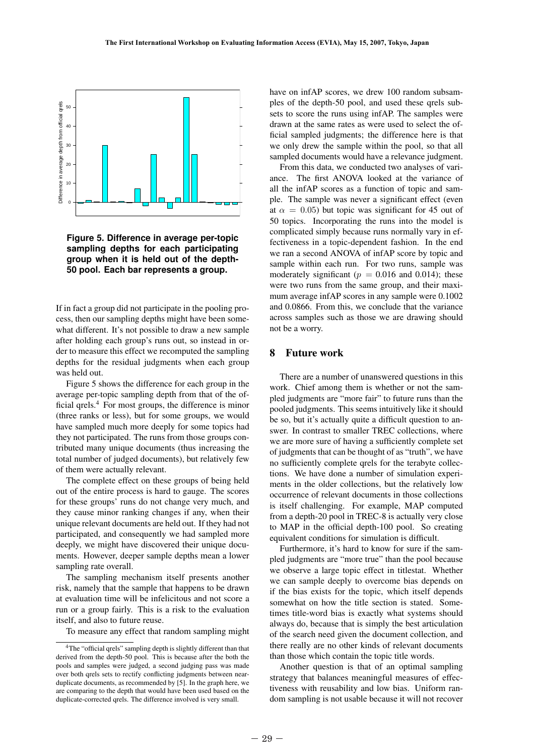**Figure 5. Difference in average per-topic sampling depths for each participating group when it is held out of the depth-50 pool. Each bar represents a group.**

If in fact a group did not participate in the pooling process, then our sampling depths might have been somewhat different. It's not possible to draw a new sample after holding each group's runs out, so instead in order to measure this effect we recomputed the sampling depths for the residual judgments when each group was held out.

Figure 5 shows the difference for each group in the average per-topic sampling depth from that of the official qrels.[4] For most groups, the difference is minor (three ranks or less), but for some groups, we would have sampled much more deeply for some topics had they not participated. The runs from those groups contributed many unique documents (thus increasing the total number of judged documents), but relatively few of them were actually relevant.

The complete effect on these groups of being held out of the entire process is hard to gauge. The scores for these groups' runs do not change very much, and they cause minor ranking changes if any, when their unique relevant documents are held out. If they had not participated, and consequently we had sampled more deeply, we might have discovered their unique documents. However, deeper sample depths mean a lower sampling rate overall.

The sampling mechanism itself presents another risk, namely that the sample that happens to be drawn at evaluation time will be infelicitous and not score a run or a group fairly. This is a risk to the evaluation itself, and also to future reuse.

To measure any effect that random sampling might have on infAP scores, we drew 100 random subsamples of the depth-50 pool, and used these qrels subsets to score the runs using infAP. The samples were drawn at the same rates as were used to select the official sampled judgments; the difference here is that we only drew the sample within the pool, so that all sampled documents would have a relevance judgment.

From this data, we conducted two analyses of variance. The first ANOVA looked at the variance of all the infAP scores as a function of topic and sample. The sample was never a significant effect (even at $\alpha = 0.05$) but topic was significant for 45 out of 50 topics. Incorporating the runs into the model is complicated simply because runs normally vary in effectiveness in a topic-dependent fashion. In the end we ran a second ANOVA of infAP score by topic and sample within each run. For two runs, sample was moderately significant ($p = 0.016$ and 0.014); these were two runs from the same group, and their maximum average infAP scores in any sample were 0.1002 and 0.0866. From this, we conclude that the variance across samples such as those we are drawing should not be a worry.

## 8 Future work

There are a number of unanswered questions in this work. Chief among them is whether or not the sampled judgments are "more fair" to future runs than the pooled judgments. This seems intuitively like it should be so, but it's actually quite a difficult question to answer. In contrast to smaller TREC collections, where we are more sure of having a sufficiently complete set of judgments that can be thought of as "truth", we have no sufficiently complete qrels for the terabyte collections. We have done a number of simulation experiments in the older collections, but the relatively low occurrence of relevant documents in those collections is itself challenging. For example, MAP computed from a depth-20 pool in TREC-8 is actually very close to MAP in the official depth-100 pool. So creating equivalent conditions for simulation is difficult.

Furthermore, it's hard to know for sure if the sampled judgments are "more true" than the pool because we observe a large topic effect in titlestat. Whether we can sample deeply to overcome bias depends on if the bias exists for the topic, which itself depends somewhat on how the title section is stated. Sometimes title-word bias is exactly what systems should always do, because that is simply the best articulation of the search need given the document collection, and there really are no other kinds of relevant documents than those which contain the topic title words.

Another question is that of an optimal sampling strategy that balances meaningful measures of effectiveness with reusability and low bias. Uniform random sampling is not usable because it will not recover

[4] The "official qrels" sampling depth is slightly different than that derived from the depth-50 pool. This is because after the both the pools and samples were judged, a second judging pass was made over both qrels sets to rectify conflicting judgments between near-duplicate documents, as recommended by [5]. In the graph here, we are comparing to the depth that would have been used based on the duplicate-corrected qrels. The difference involved is very small.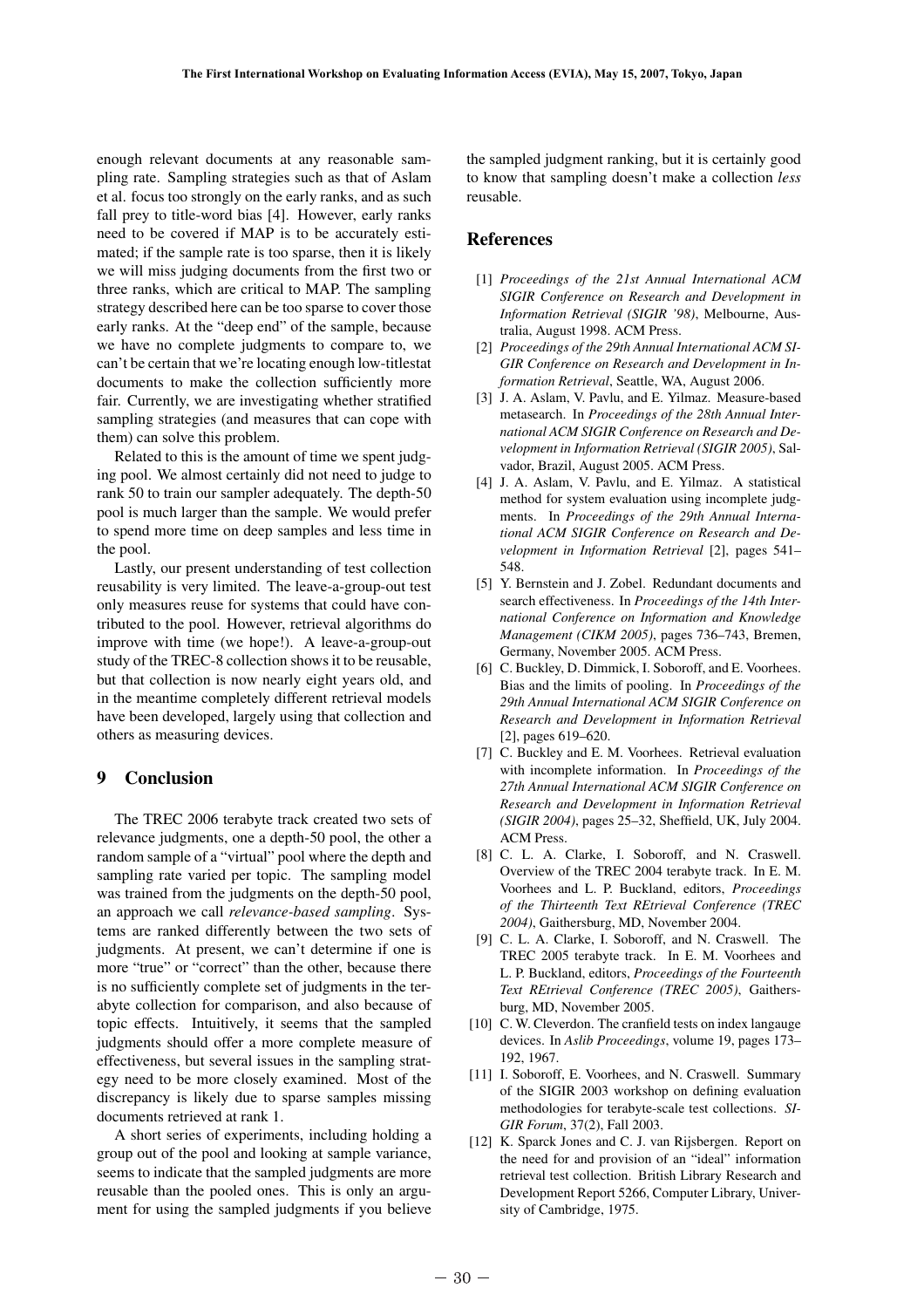enough relevant documents at any reasonable sampling rate. Sampling strategies such as that of Aslam et al. focus too strongly on the early ranks, and as such fall prey to title-word bias [4]. However, early ranks need to be covered if MAP is to be accurately estimated; if the sample rate is too sparse, then it is likely we will miss judging documents from the first two or three ranks, which are critical to MAP. The sampling strategy described here can be too sparse to cover those early ranks. At the "deep end" of the sample, because we have no complete judgments to compare to, we can't be certain that we're locating enough low-titlestat documents to make the collection sufficiently more fair. Currently, we are investigating whether stratified sampling strategies (and measures that can cope with them) can solve this problem.

Related to this is the amount of time we spent judging pool. We almost certainly did not need to judge to rank 50 to train our sampler adequately. The depth-50 pool is much larger than the sample. We would prefer to spend more time on deep samples and less time in the pool.

Lastly, our present understanding of test collection reusability is very limited. The leave-a-group-out test only measures reuse for systems that could have contributed to the pool. However, retrieval algorithms do improve with time (we hope!). A leave-a-group-out study of the TREC-8 collection shows it to be reusable, but that collection is now nearly eight years old, and in the meantime completely different retrieval models have been developed, largely using that collection and others as measuring devices.

## 9 Conclusion

The TREC 2006 terabyte track created two sets of relevance judgments, one a depth-50 pool, the other a random sample of a "virtual" pool where the depth and sampling rate varied per topic. The sampling model was trained from the judgments on the depth-50 pool, an approach we call *relevance-based sampling*. Systems are ranked differently between the two sets of judgments. At present, we can't determine if one is more "true" or "correct" than the other, because there is no sufficiently complete set of judgments in the terabyte collection for comparison, and also because of topic effects. Intuitively, it seems that the sampled judgments should offer a more complete measure of effectiveness, but several issues in the sampling strategy need to be more closely examined. Most of the discrepancy is likely due to sparse samples missing documents retrieved at rank 1.

A short series of experiments, including holding a group out of the pool and looking at sample variance, seems to indicate that the sampled judgments are more reusable than the pooled ones. This is only an argument for using the sampled judgments if you believe the sampled judgment ranking, but it is certainly good to know that sampling doesn't make a collection *less* reusable.

## References

[1] *Proceedings of the 21st Annual International ACM SIGIR Conference on Research and Development in Information Retrieval (SIGIR '98)*, Melbourne, Australia, August 1998. ACM Press.

[2] *Proceedings of the 29th Annual International ACM SIGIR Conference on Research and Development in Information Retrieval*, Seattle, WA, August 2006.

[3] J. A. Aslam, V. Pavlu, and E. Yilmaz. Measure-based metasearch. In *Proceedings of the 28th Annual International ACM SIGIR Conference on Research and Development in Information Retrieval (SIGIR 2005)*, Salvador, Brazil, August 2005. ACM Press.

[4] J. A. Aslam, V. Pavlu, and E. Yilmaz. A statistical method for system evaluation using incomplete judgments. In *Proceedings of the 29th Annual International ACM SIGIR Conference on Research and Development in Information Retrieval* [2], pages 541–548.

[5] Y. Bernstein and J. Zobel. Redundant documents and search effectiveness. In *Proceedings of the 14th International Conference on Information and Knowledge Management (CIKM 2005)*, pages 736–743, Bremen, Germany, November 2005. ACM Press.

[6] C. Buckley, D. Dimmick, I. Soboroff, and E. Voorhees. Bias and the limits of pooling. In *Proceedings of the 29th Annual International ACM SIGIR Conference on Research and Development in Information Retrieval* [2], pages 619–620.

[7] C. Buckley and E. M. Voorhees. Retrieval evaluation with incomplete information. In *Proceedings of the 27th Annual International ACM SIGIR Conference on Research and Development in Information Retrieval (SIGIR 2004)*, pages 25–32, Sheffield, UK, July 2004. ACM Press.

[8] C. L. A. Clarke, I. Soboroff, and N. Craswell. Overview of the TREC 2004 terabyte track. In E. M. Voorhees and L. P. Buckland, editors, *Proceedings of the Thirteenth Text REtrieval Conference (TREC 2004)*, Gaithersburg, MD, November 2004.

[9] C. L. A. Clarke, I. Soboroff, and N. Craswell. The TREC 2005 terabyte track. In E. M. Voorhees and L. P. Buckland, editors, *Proceedings of the Fourteenth Text REtrieval Conference (TREC 2005)*, Gaithersburg, MD, November 2005.

[10] C. W. Cleverdon. The cranfield tests on index langauge devices. In *Aslib Proceedings*, volume 19, pages 173–192, 1967.

[11] I. Soboroff, E. Voorhees, and N. Craswell. Summary of the SIGIR 2003 workshop on defining evaluation methodologies for terabyte-scale test collections. *SIGIR Forum*, 37(2), Fall 2003.

[12] K. Sparck Jones and C. J. van Rijsbergen. Report on the need for and provision of an "ideal" information retrieval test collection. British Library Research and Development Report 5266, Computer Library, University of Cambridge, 1975.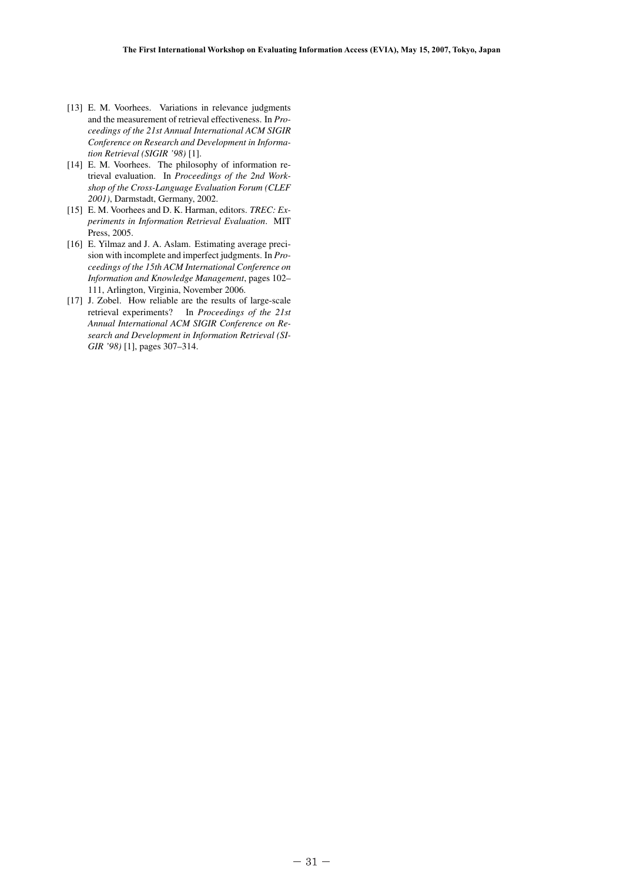[13] E. M. Voorhees. Variations in relevance judgments and the measurement of retrieval effectiveness. In *Proceedings of the 21st Annual International ACM SIGIR Conference on Research and Development in Information Retrieval (SIGIR '98)* [1].

[14] E. M. Voorhees. The philosophy of information retrieval evaluation. In *Proceedings of the 2nd Workshop of the Cross-Language Evaluation Forum (CLEF 2001)*, Darmstadt, Germany, 2002.

[15] E. M. Voorhees and D. K. Harman, editors. *TREC: Experiments in Information Retrieval Evaluation*. MIT Press, 2005.

[16] E. Yilmaz and J. A. Aslam. Estimating average precision with incomplete and imperfect judgments. In *Proceedings of the 15th ACM International Conference on Information and Knowledge Management*, pages 102–111, Arlington, Virginia, November 2006.

[17] J. Zobel. How reliable are the results of large-scale retrieval experiments? In *Proceedings of the 21st Annual International ACM SIGIR Conference on Research and Development in Information Retrieval (SIGIR '98)* [1], pages 307–314.